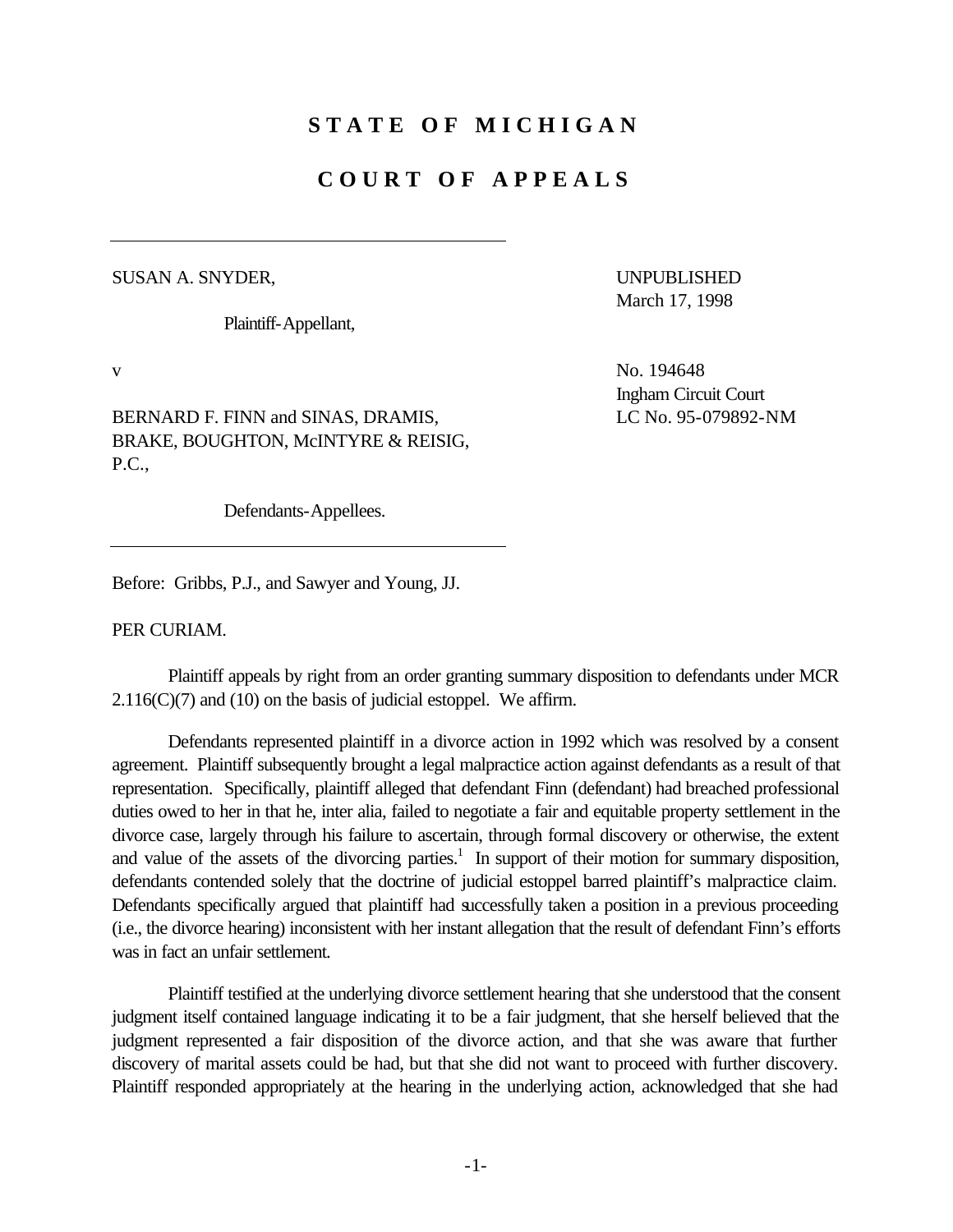# STATE OF MICHIGAN

# COURT OF APPEALS

SUSAN A. SNYDER,

Plaintiff-Appellant,

v

BERNARD F. FINN and SINAS, DRAMIS, BRAKE, BOUGHTON, McINTYRE & REISIG, P.C.,

Defendants-Appellees.

UNPUBLISHED
March 17, 1998

No. 194648
Ingham Circuit Court
LC No. 95-079892-NM

Before: Gribbs, P.J., and Sawyer and Young, JJ.

PER CURIAM.

Plaintiff appeals by right from an order granting summary disposition to defendants under MCR 2.116(C)(7) and (10) on the basis of judicial estoppel. We affirm.

Defendants represented plaintiff in a divorce action in 1992 which was resolved by a consent agreement. Plaintiff subsequently brought a legal malpractice action against defendants as a result of that representation. Specifically, plaintiff alleged that defendant Finn (defendant) had breached professional duties owed to her in that he, inter alia, failed to negotiate a fair and equitable property settlement in the divorce case, largely through his failure to ascertain, through formal discovery or otherwise, the extent and value of the assets of the divorcing parties.[1] In support of their motion for summary disposition, defendants contended solely that the doctrine of judicial estoppel barred plaintiff's malpractice claim. Defendants specifically argued that plaintiff had successfully taken a position in a previous proceeding (i.e., the divorce hearing) inconsistent with her instant allegation that the result of defendant Finn's efforts was in fact an unfair settlement.

Plaintiff testified at the underlying divorce settlement hearing that she understood that the consent judgment itself contained language indicating it to be a fair judgment, that she herself believed that the judgment represented a fair disposition of the divorce action, and that she was aware that further discovery of marital assets could be had, but that she did not want to proceed with further discovery. Plaintiff responded appropriately at the hearing in the underlying action, acknowledged that she had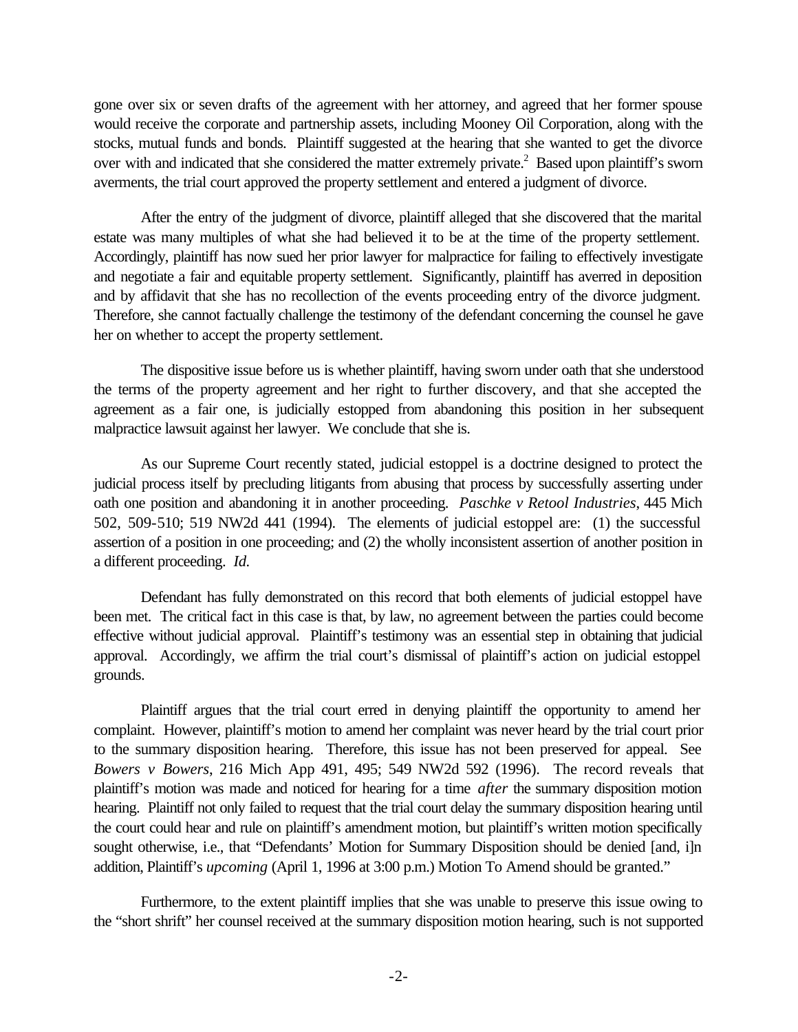gone over six or seven drafts of the agreement with her attorney, and agreed that her former spouse would receive the corporate and partnership assets, including Mooney Oil Corporation, along with the stocks, mutual funds and bonds. Plaintiff suggested at the hearing that she wanted to get the divorce over with and indicated that she considered the matter extremely private.[2] Based upon plaintiff's sworn averments, the trial court approved the property settlement and entered a judgment of divorce.

After the entry of the judgment of divorce, plaintiff alleged that she discovered that the marital estate was many multiples of what she had believed it to be at the time of the property settlement. Accordingly, plaintiff has now sued her prior lawyer for malpractice for failing to effectively investigate and negotiate a fair and equitable property settlement. Significantly, plaintiff has averred in deposition and by affidavit that she has no recollection of the events proceeding entry of the divorce judgment. Therefore, she cannot factually challenge the testimony of the defendant concerning the counsel he gave her on whether to accept the property settlement.

The dispositive issue before us is whether plaintiff, having sworn under oath that she understood the terms of the property agreement and her right to further discovery, and that she accepted the agreement as a fair one, is judicially estopped from abandoning this position in her subsequent malpractice lawsuit against her lawyer. We conclude that she is.

As our Supreme Court recently stated, judicial estoppel is a doctrine designed to protect the judicial process itself by precluding litigants from abusing that process by successfully asserting under oath one position and abandoning it in another proceeding. *Paschke v Retool Industries*, 445 Mich 502, 509-510; 519 NW2d 441 (1994). The elements of judicial estoppel are: (1) the successful assertion of a position in one proceeding; and (2) the wholly inconsistent assertion of another position in a different proceeding. *Id.*

Defendant has fully demonstrated on this record that both elements of judicial estoppel have been met. The critical fact in this case is that, by law, no agreement between the parties could become effective without judicial approval. Plaintiff's testimony was an essential step in obtaining that judicial approval. Accordingly, we affirm the trial court's dismissal of plaintiff's action on judicial estoppel grounds.

Plaintiff argues that the trial court erred in denying plaintiff the opportunity to amend her complaint. However, plaintiff's motion to amend her complaint was never heard by the trial court prior to the summary disposition hearing. Therefore, this issue has not been preserved for appeal. See *Bowers v Bowers*, 216 Mich App 491, 495; 549 NW2d 592 (1996). The record reveals that plaintiff's motion was made and noticed for hearing for a time *after* the summary disposition motion hearing. Plaintiff not only failed to request that the trial court delay the summary disposition hearing until the court could hear and rule on plaintiff's amendment motion, but plaintiff's written motion specifically sought otherwise, i.e., that "Defendants' Motion for Summary Disposition should be denied [and, i]n addition, Plaintiff's *upcoming* (April 1, 1996 at 3:00 p.m.) Motion To Amend should be granted."

Furthermore, to the extent plaintiff implies that she was unable to preserve this issue owing to the "short shrift" her counsel received at the summary disposition motion hearing, such is not supported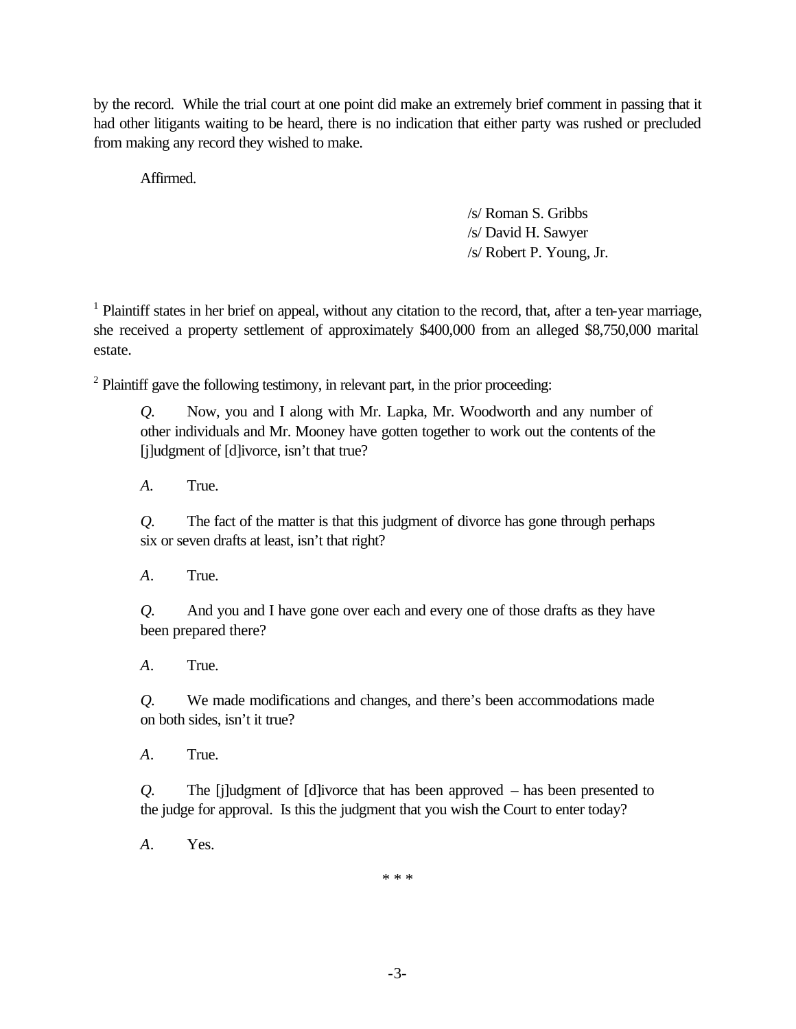by the record. While the trial court at one point did make an extremely brief comment in passing that it had other litigants waiting to be heard, there is no indication that either party was rushed or precluded from making any record they wished to make.

Affirmed.

/s/ Roman S. Gribbs
/s/ David H. Sawyer
/s/ Robert P. Young, Jr.

[1] Plaintiff states in her brief on appeal, without any citation to the record, that, after a ten-year marriage, she received a property settlement of approximately $400,000 from an alleged $8,750,000 marital estate.

[2] Plaintiff gave the following testimony, in relevant part, in the prior proceeding:

> *Q.* Now, you and I along with Mr. Lapka, Mr. Woodworth and any number of other individuals and Mr. Mooney have gotten together to work out the contents of the [j]udgment of [d]ivorce, isn't that true?
>
> *A.* True.
>
> *Q.* The fact of the matter is that this judgment of divorce has gone through perhaps six or seven drafts at least, isn't that right?
>
> *A.* True.
>
> *Q.* And you and I have gone over each and every one of those drafts as they have been prepared there?
>
> *A.* True.
>
> *Q.* We made modifications and changes, and there's been accommodations made on both sides, isn't it true?
>
> *A.* True.
>
> *Q.* The [j]udgment of [d]ivorce that has been approved – has been presented to the judge for approval. Is this the judgment that you wish the Court to enter today?
>
> *A.* Yes.

* * *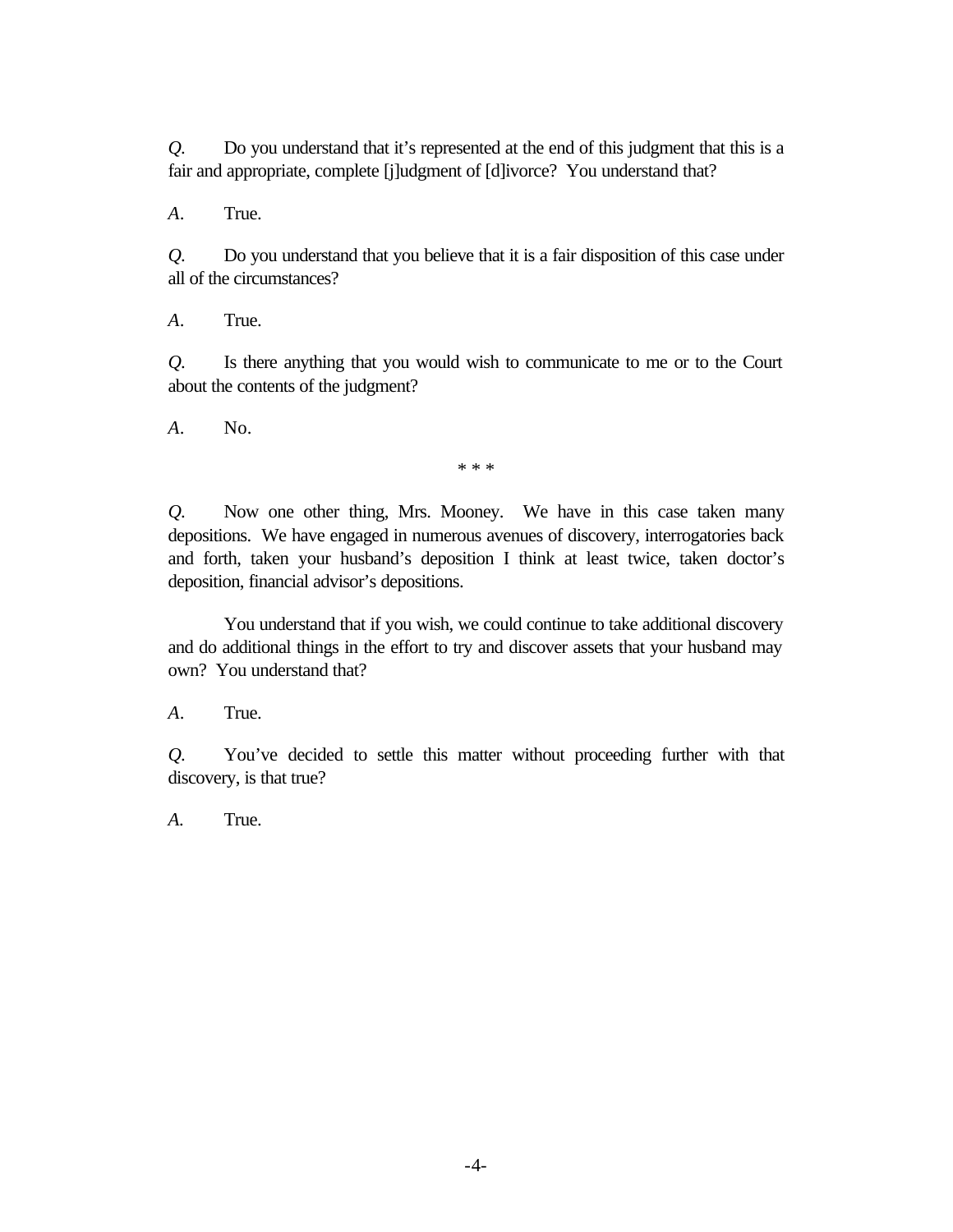*Q*. Do you understand that it's represented at the end of this judgment that this is a fair and appropriate, complete [j]udgment of [d]ivorce? You understand that?

*A*. True.

*Q*. Do you understand that you believe that it is a fair disposition of this case under all of the circumstances?

*A*. True.

*Q*. Is there anything that you would wish to communicate to me or to the Court about the contents of the judgment?

*A*. No.

\* \* \*

*Q*. Now one other thing, Mrs. Mooney. We have in this case taken many depositions. We have engaged in numerous avenues of discovery, interrogatories back and forth, taken your husband's deposition I think at least twice, taken doctor's deposition, financial advisor's depositions.

You understand that if you wish, we could continue to take additional discovery and do additional things in the effort to try and discover assets that your husband may own? You understand that?

*A*. True.

*Q*. You've decided to settle this matter without proceeding further with that discovery, is that true?

*A*. True.